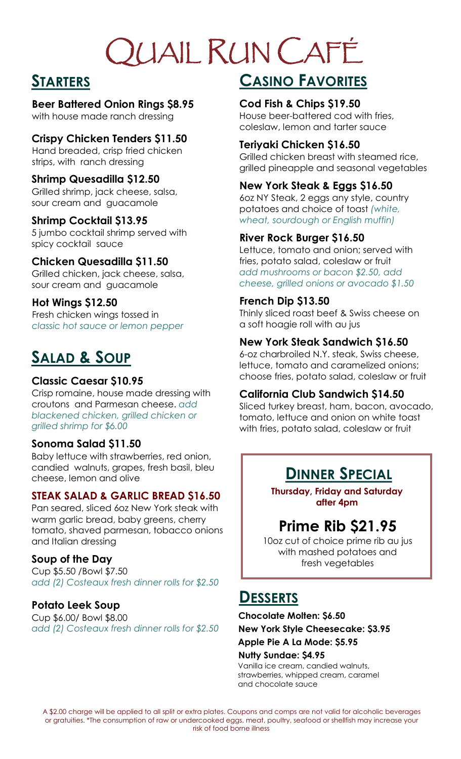# QUAIL RUN CAFÉ

## STARTERS

**Beer Battered Onion Rings $8.95**
with house made ranch dressing

**Crispy Chicken Tenders $11.50**
Hand breaded, crisp fried chicken strips, with ranch dressing

**Shrimp Quesadilla $12.50**
Grilled shrimp, jack cheese, salsa, sour cream and guacamole

**Shrimp Cocktail $13.95**
5 jumbo cocktail shrimp served with spicy cocktail sauce

**Chicken Quesadilla $11.50**
Grilled chicken, jack cheese, salsa, sour cream and guacamole

**Hot Wings $12.50**
Fresh chicken wings tossed in *classic hot sauce or lemon pepper*

## SALAD & SOUP

**Classic Caesar $10.95**
Crisp romaine, house made dressing with croutons and Parmesan cheese. *add blackened chicken, grilled chicken or grilled shrimp for $6.00*

**Sonoma Salad $11.50**
Baby lettuce with strawberries, red onion, candied walnuts, grapes, fresh basil, bleu cheese, lemon and olive

**STEAK SALAD & GARLIC BREAD $16.50**
Pan seared, sliced 6oz New York steak with warm garlic bread, baby greens, cherry tomato, shaved parmesan, tobacco onions and Italian dressing

**Soup of the Day**
Cup $5.50 /Bowl $7.50
*add (2) Costeaux fresh dinner rolls for $2.50*

**Potato Leek Soup**
Cup $6.00/ Bowl $8.00
*add (2) Costeaux fresh dinner rolls for $2.50*

## CASINO FAVORITES

**Cod Fish & Chips $19.50**
House beer-battered cod with fries, coleslaw, lemon and tarter sauce

**Teriyaki Chicken $16.50**
Grilled chicken breast with steamed rice, grilled pineapple and seasonal vegetables

**New York Steak & Eggs $16.50**
6oz NY Steak, 2 eggs any style, country potatoes and choice of toast *(white, wheat, sourdough or English muffin)*

**River Rock Burger $16.50**
Lettuce, tomato and onion; served with fries, potato salad, coleslaw or fruit
*add mushrooms or bacon $2.50, add cheese, grilled onions or avocado $1.50*

**French Dip $13.50**
Thinly sliced roast beef & Swiss cheese on a soft hoagie roll with au jus

**New York Steak Sandwich $16.50**
6-oz charbroiled N.Y. steak, Swiss cheese, lettuce, tomato and caramelized onions; choose fries, potato salad, coleslaw or fruit

**California Club Sandwich $14.50**
Sliced turkey breast, ham, bacon, avocado, tomato, lettuce and onion on white toast with fries, potato salad, coleslaw or fruit

## DINNER SPECIAL

**Thursday, Friday and Saturday after 4pm**

### Prime Rib $21.95

10oz cut of choice prime rib au jus with mashed potatoes and fresh vegetables

## DESSERTS

**Chocolate Molten: $6.50**

**New York Style Cheesecake: $3.95**

**Apple Pie A La Mode: $5.95**

**Nutty Sundae: $4.95**
Vanilla ice cream, candied walnuts, strawberries, whipped cream, caramel and chocolate sauce

A $2.00 charge will be applied to all split or extra plates. Coupons and comps are not valid for alcoholic beverages or gratuities. *The consumption of raw or undercooked eggs, meat, poultry, seafood or shellfish may increase your risk of food borne illness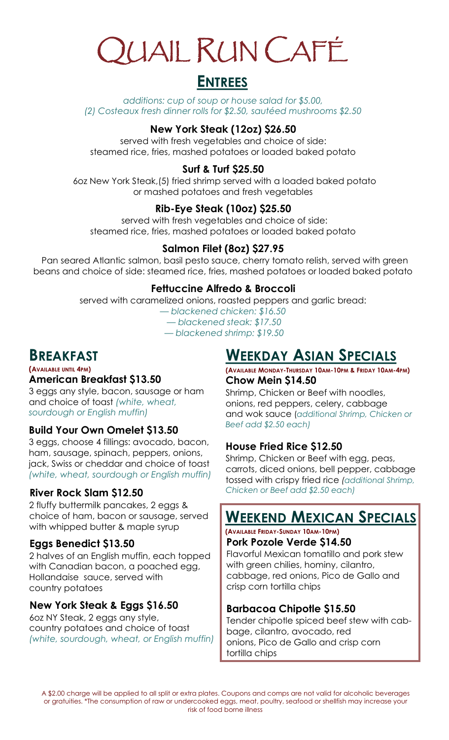# QUAIL RUN CAFÉ

## ENTREES

*additions: cup of soup or house salad for $5.00, (2) Costeaux fresh dinner rolls for $2.50, sautéed mushrooms $2.50*

### New York Steak (12oz) $26.50

served with fresh vegetables and choice of side: steamed rice, fries, mashed potatoes or loaded baked potato

### Surf & Turf $25.50

6oz New York Steak,(5) fried shrimp served with a loaded baked potato or mashed potatoes and fresh vegetables

### Rib-Eye Steak (10oz) $25.50

served with fresh vegetables and choice of side: steamed rice, fries, mashed potatoes or loaded baked potato

### Salmon Filet (8oz) $27.95

Pan seared Atlantic salmon, basil pesto sauce, cherry tomato relish, served with green beans and choice of side: steamed rice, fries, mashed potatoes or loaded baked potato

### Fettuccine Alfredo & Broccoli

served with caramelized onions, roasted peppers and garlic bread:

*— blackened chicken: $16.50*
*— blackened steak: $17.50*
*— blackened shrimp: $19.50*

## BREAKFAST

**(AVAILABLE UNTIL 4PM)**

### American Breakfast $13.50

3 eggs any style, bacon, sausage or ham and choice of toast *(white, wheat, sourdough or English muffin)*

### Build Your Own Omelet $13.50

3 eggs, choose 4 fillings: avocado, bacon, ham, sausage, spinach, peppers, onions, jack, Swiss or cheddar and choice of toast *(white, wheat, sourdough or English muffin)*

### River Rock Slam $12.50

2 fluffy buttermilk pancakes, 2 eggs & choice of ham, bacon or sausage, served with whipped butter & maple syrup

### Eggs Benedict $13.50

2 halves of an English muffin, each topped with Canadian bacon, a poached egg, Hollandaise sauce, served with country potatoes

### New York Steak & Eggs $16.50

6oz NY Steak, 2 eggs any style, country potatoes and choice of toast *(white, sourdough, wheat, or English muffin)*

## WEEKDAY ASIAN SPECIALS

**(AVAILABLE MONDAY-THURSDAY 10AM-10PM & FRIDAY 10AM-4PM)**

### Chow Mein $14.50

Shrimp, Chicken or Beef with noodles, onions, red peppers, celery, cabbage and wok sauce (*additional Shrimp, Chicken or Beef add $2.50 each)*

### House Fried Rice $12.50

Shrimp, Chicken or Beef with egg, peas, carrots, diced onions, bell pepper, cabbage tossed with crispy fried rice *(additional Shrimp, Chicken or Beef add $2.50 each)*

## WEEKEND MEXICAN SPECIALS

**(AVAILABLE FRIDAY-SUNDAY 10AM-10PM)**

### Pork Pozole Verde $14.50

Flavorful Mexican tomatillo and pork stew with green chilies, hominy, cilantro, cabbage, red onions, Pico de Gallo and crisp corn tortilla chips

### Barbacoa Chipotle $15.50

Tender chipotle spiced beef stew with cabbage, cilantro, avocado, red onions, Pico de Gallo and crisp corn tortilla chips

A $2.00 charge will be applied to all split or extra plates. Coupons and comps are not valid for alcoholic beverages or gratuities. *The consumption of raw or undercooked eggs, meat, poultry, seafood or shellfish may increase your risk of food borne illness